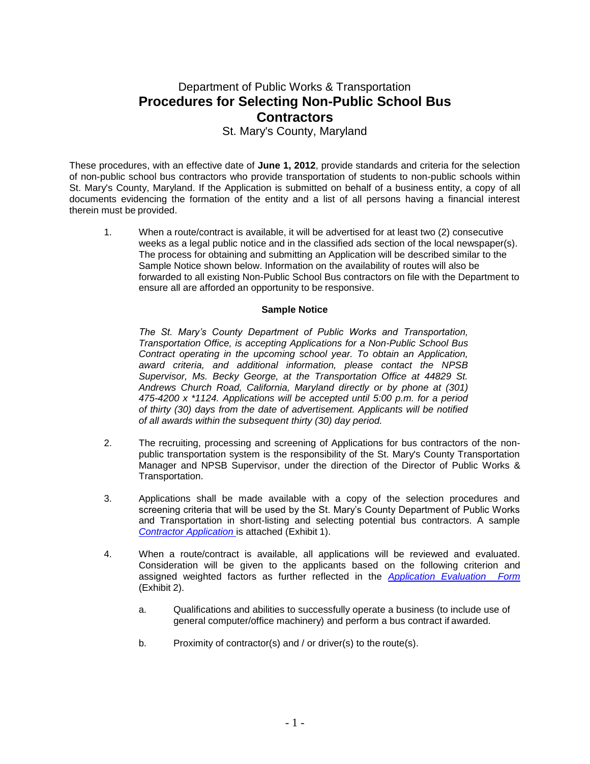Department of Public Works & Transportation

# Procedures for Selecting Non-Public School Bus Contractors

St. Mary's County, Maryland

These procedures, with an effective date of **June 1, 2012**, provide standards and criteria for the selection of non-public school bus contractors who provide transportation of students to non-public schools within St. Mary's County, Maryland. If the Application is submitted on behalf of a business entity, a copy of all documents evidencing the formation of the entity and a list of all persons having a financial interest therein must be provided.

1. When a route/contract is available, it will be advertised for at least two (2) consecutive weeks as a legal public notice and in the classified ads section of the local newspaper(s). The process for obtaining and submitting an Application will be described similar to the Sample Notice shown below. Information on the availability of routes will also be forwarded to all existing Non-Public School Bus contractors on file with the Department to ensure all are afforded an opportunity to be responsive.

   **Sample Notice**

   *The St. Mary's County Department of Public Works and Transportation, Transportation Office, is accepting Applications for a Non-Public School Bus Contract operating in the upcoming school year. To obtain an Application, award criteria, and additional information, please contact the NPSB Supervisor, Ms. Becky George, at the Transportation Office at 44829 St. Andrews Church Road, California, Maryland directly or by phone at (301) 475-4200 x *1124. Applications will be accepted until 5:00 p.m. for a period of thirty (30) days from the date of advertisement. Applicants will be notified of all awards within the subsequent thirty (30) day period.*

2. The recruiting, processing and screening of Applications for bus contractors of the non-public transportation system is the responsibility of the St. Mary's County Transportation Manager and NPSB Supervisor, under the direction of the Director of Public Works & Transportation.

3. Applications shall be made available with a copy of the selection procedures and screening criteria that will be used by the St. Mary's County Department of Public Works and Transportation in short-listing and selecting potential bus contractors. A sample *Contractor Application* is attached (Exhibit 1).

4. When a route/contract is available, all applications will be reviewed and evaluated. Consideration will be given to the applicants based on the following criterion and assigned weighted factors as further reflected in the *Application Evaluation Form* (Exhibit 2).

   a. Qualifications and abilities to successfully operate a business (to include use of general computer/office machinery) and perform a bus contract if awarded.

   b. Proximity of contractor(s) and / or driver(s) to the route(s).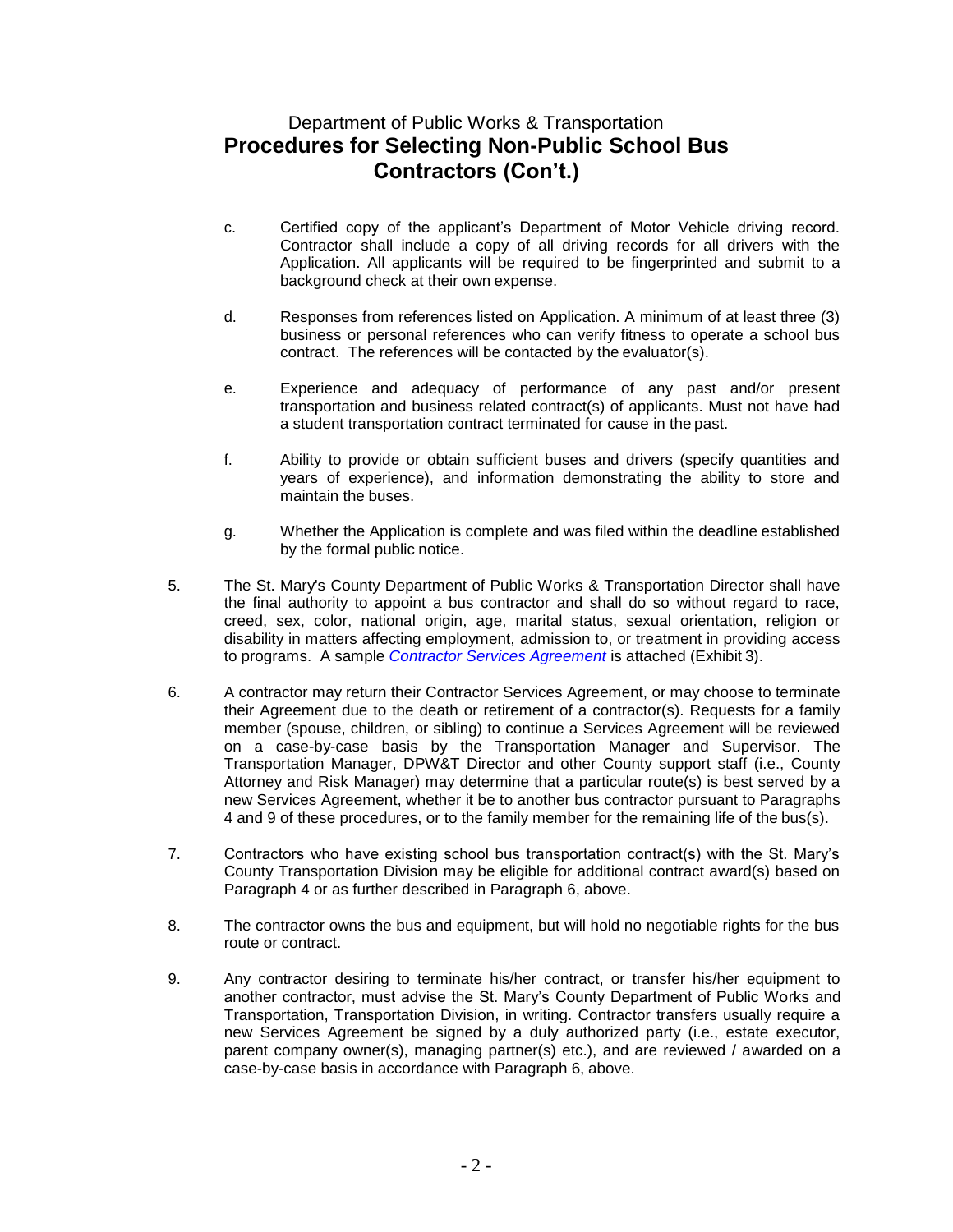Department of Public Works & Transportation

# Procedures for Selecting Non-Public School Bus Contractors (Con't.)

c. Certified copy of the applicant's Department of Motor Vehicle driving record. Contractor shall include a copy of all driving records for all drivers with the Application. All applicants will be required to be fingerprinted and submit to a background check at their own expense.

d. Responses from references listed on Application. A minimum of at least three (3) business or personal references who can verify fitness to operate a school bus contract. The references will be contacted by the evaluator(s).

e. Experience and adequacy of performance of any past and/or present transportation and business related contract(s) of applicants. Must not have had a student transportation contract terminated for cause in the past.

f. Ability to provide or obtain sufficient buses and drivers (specify quantities and years of experience), and information demonstrating the ability to store and maintain the buses.

g. Whether the Application is complete and was filed within the deadline established by the formal public notice.

5. The St. Mary's County Department of Public Works & Transportation Director shall have the final authority to appoint a bus contractor and shall do so without regard to race, creed, sex, color, national origin, age, marital status, sexual orientation, religion or disability in matters affecting employment, admission to, or treatment in providing access to programs. A sample *Contractor Services Agreement* is attached (Exhibit 3).

6. A contractor may return their Contractor Services Agreement, or may choose to terminate their Agreement due to the death or retirement of a contractor(s). Requests for a family member (spouse, children, or sibling) to continue a Services Agreement will be reviewed on a case-by-case basis by the Transportation Manager and Supervisor. The Transportation Manager, DPW&T Director and other County support staff (i.e., County Attorney and Risk Manager) may determine that a particular route(s) is best served by a new Services Agreement, whether it be to another bus contractor pursuant to Paragraphs 4 and 9 of these procedures, or to the family member for the remaining life of the bus(s).

7. Contractors who have existing school bus transportation contract(s) with the St. Mary's County Transportation Division may be eligible for additional contract award(s) based on Paragraph 4 or as further described in Paragraph 6, above.

8. The contractor owns the bus and equipment, but will hold no negotiable rights for the bus route or contract.

9. Any contractor desiring to terminate his/her contract, or transfer his/her equipment to another contractor, must advise the St. Mary's County Department of Public Works and Transportation, Transportation Division, in writing. Contractor transfers usually require a new Services Agreement be signed by a duly authorized party (i.e., estate executor, parent company owner(s), managing partner(s) etc.), and are reviewed / awarded on a case-by-case basis in accordance with Paragraph 6, above.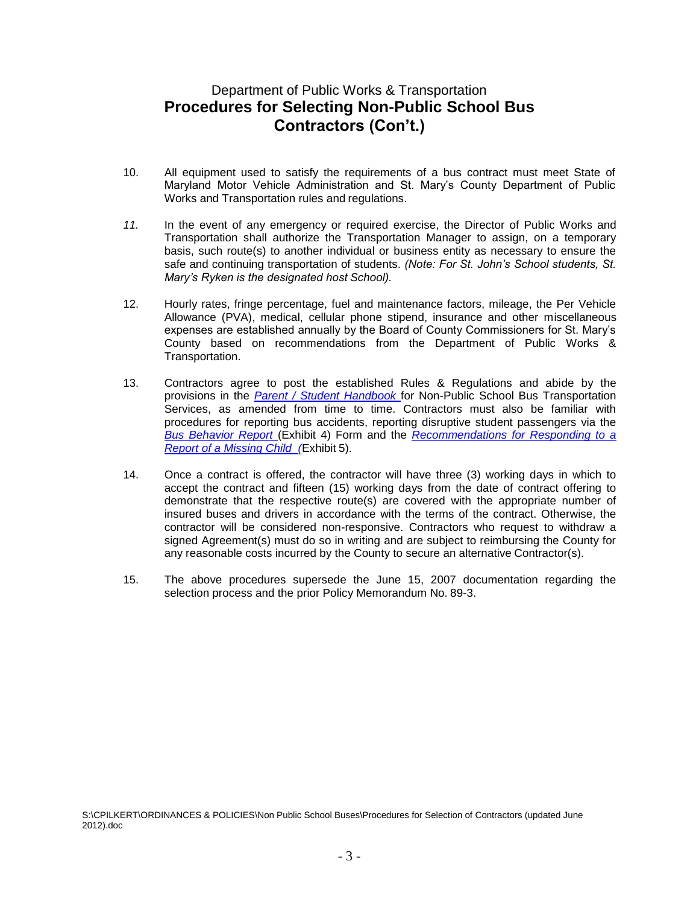Department of Public Works & Transportation

# Procedures for Selecting Non-Public School Bus Contractors (Con't.)

10. All equipment used to satisfy the requirements of a bus contract must meet State of Maryland Motor Vehicle Administration and St. Mary's County Department of Public Works and Transportation rules and regulations.

*11.* In the event of any emergency or required exercise, the Director of Public Works and Transportation shall authorize the Transportation Manager to assign, on a temporary basis, such route(s) to another individual or business entity as necessary to ensure the safe and continuing transportation of students. *(Note: For St. John's School students, St. Mary's Ryken is the designated host School).*

12. Hourly rates, fringe percentage, fuel and maintenance factors, mileage, the Per Vehicle Allowance (PVA), medical, cellular phone stipend, insurance and other miscellaneous expenses are established annually by the Board of County Commissioners for St. Mary's County based on recommendations from the Department of Public Works & Transportation.

13. Contractors agree to post the established Rules & Regulations and abide by the provisions in the *Parent / Student Handbook* for Non-Public School Bus Transportation Services, as amended from time to time. Contractors must also be familiar with procedures for reporting bus accidents, reporting disruptive student passengers via the *Bus Behavior Report* (Exhibit 4) Form and the *Recommendations for Responding to a Report of a Missing Child* (Exhibit 5).

14. Once a contract is offered, the contractor will have three (3) working days in which to accept the contract and fifteen (15) working days from the date of contract offering to demonstrate that the respective route(s) are covered with the appropriate number of insured buses and drivers in accordance with the terms of the contract. Otherwise, the contractor will be considered non-responsive. Contractors who request to withdraw a signed Agreement(s) must do so in writing and are subject to reimbursing the County for any reasonable costs incurred by the County to secure an alternative Contractor(s).

15. The above procedures supersede the June 15, 2007 documentation regarding the selection process and the prior Policy Memorandum No. 89-3.

S:\CPILKERT\ORDINANCES & POLICIES\Non Public School Buses\Procedures for Selection of Contractors (updated June 2012).doc